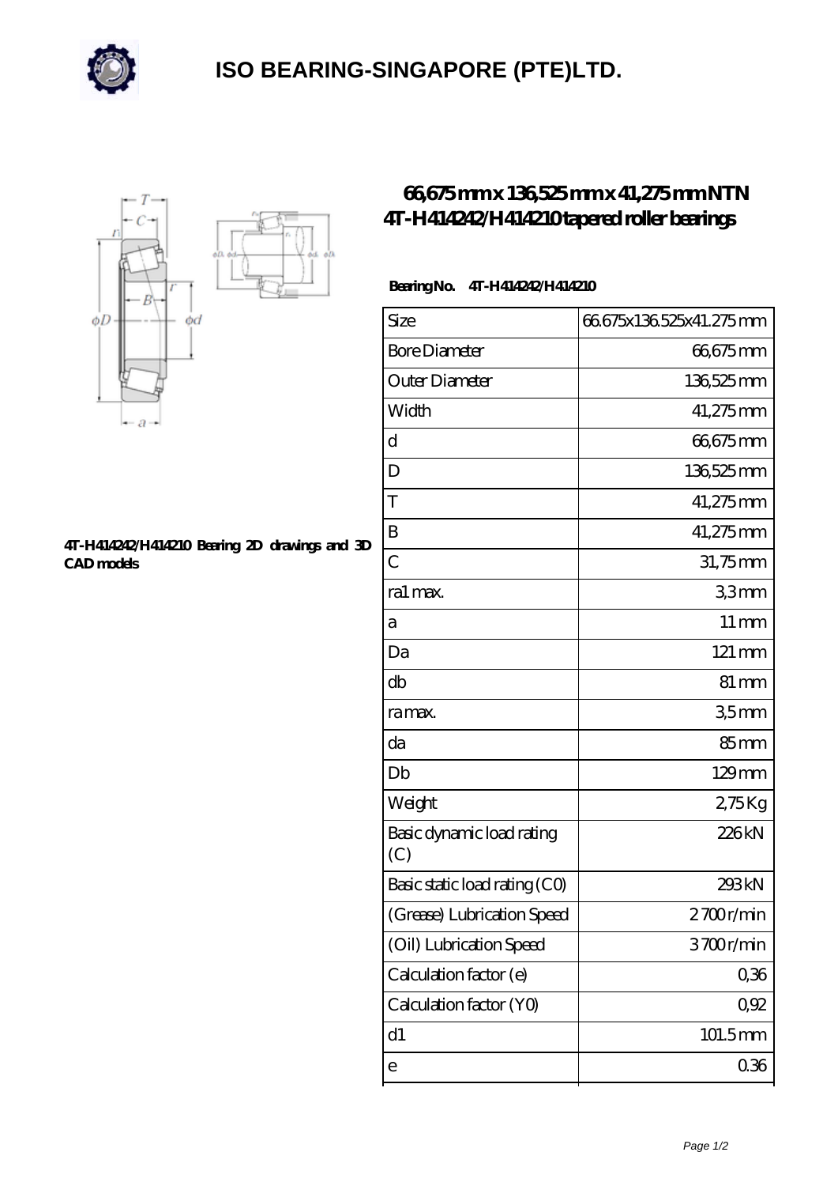# ISO BEARING-SINGAPORE (PTE)LTD.

## 66,675 mm x 136,525 mm x 41,275 mm NTN 4T-H414242/H414210 tapered roller bearings

4T-H414242/H414210 Bearing 2D drawings and 3D CAD models

**Bearing No. 4T-H414242/H414210**

| Size | 66.675x136.525x41.275 mm |
|---|---|
| Bore Diameter | 66,675 mm |
| Outer Diameter | 136,525 mm |
| Width | 41,275 mm |
| d | 66,675 mm |
| D | 136,525 mm |
| T | 41,275 mm |
| B | 41,275 mm |
| C | 31,75 mm |
| ra1 max. | 3,3 mm |
| a | 11 mm |
| Da | 121 mm |
| db | 81 mm |
| ra max. | 3,5 mm |
| da | 85 mm |
| Db | 129 mm |
| Weight | 2,75 Kg |
| Basic dynamic load rating (C) | 226 kN |
| Basic static load rating (C0) | 293 kN |
| (Grease) Lubrication Speed | 2 700 r/min |
| (Oil) Lubrication Speed | 3 700 r/min |
| Calculation factor (e) | 0,36 |
| Calculation factor (Y0) | 0,92 |
| d1 | 101.5 mm |
| e | 0.36 |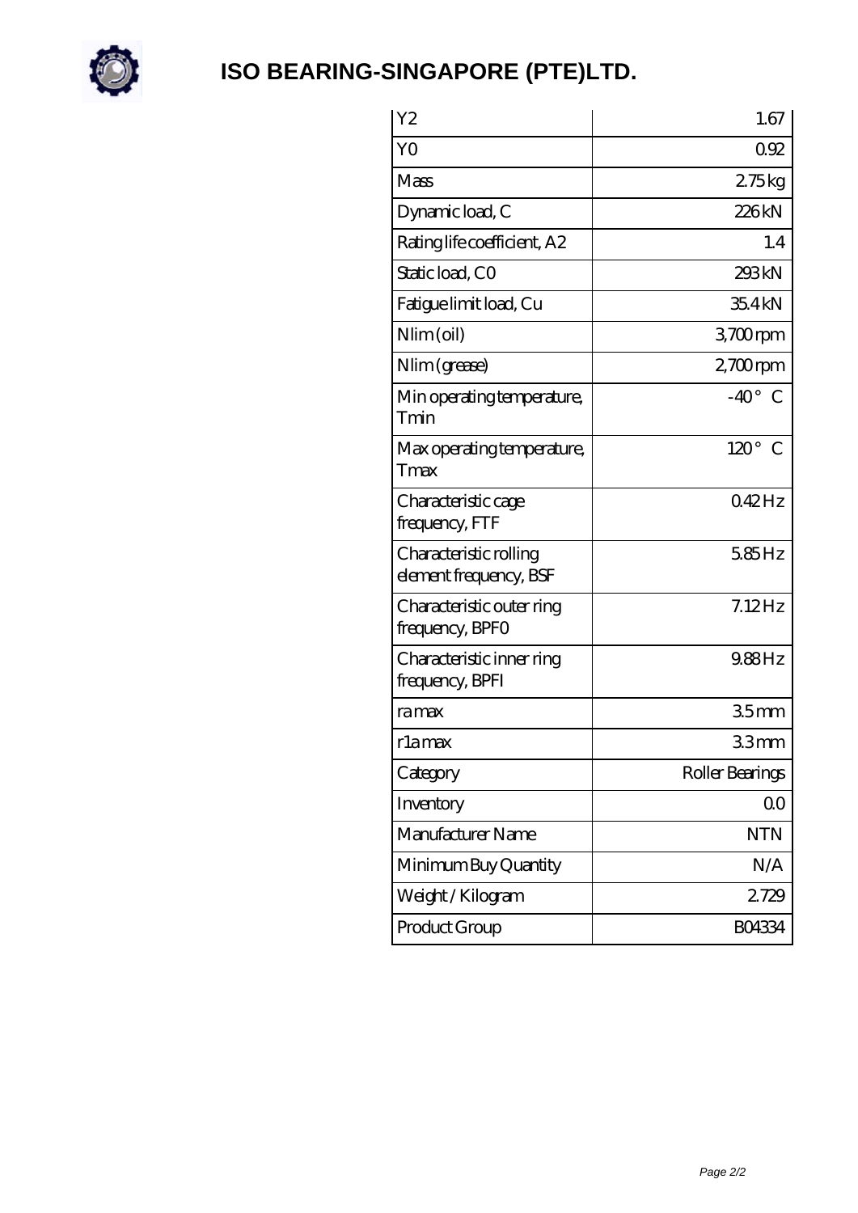# ISO BEARING-SINGAPORE (PTE)LTD.

| | |
|---|---|
| Y2 | 1.67 |
| Y0 | 0.92 |
| Mass | 2.75 kg |
| Dynamic load, C | 226 kN |
| Rating life coefficient, A2 | 1.4 |
| Static load, C0 | 293 kN |
| Fatigue limit load, Cu | 35.4 kN |
| Nlim (oil) | 3,700 rpm |
| Nlim (grease) | 2,700 rpm |
| Min operating temperature, Tmin | -40 ° C |
| Max operating temperature, Tmax | 120 ° C |
| Characteristic cage frequency, FTF | 0.42 Hz |
| Characteristic rolling element frequency, BSF | 5.85 Hz |
| Characteristic outer ring frequency, BPFO | 7.12 Hz |
| Characteristic inner ring frequency, BPFI | 9.88 Hz |
| ra max | 3.5 mm |
| r1a max | 3.3 mm |
| Category | Roller Bearings |
| Inventory | 0.0 |
| Manufacturer Name | NTN |
| Minimum Buy Quantity | N/A |
| Weight / Kilogram | 2.729 |
| Product Group | B04334 |